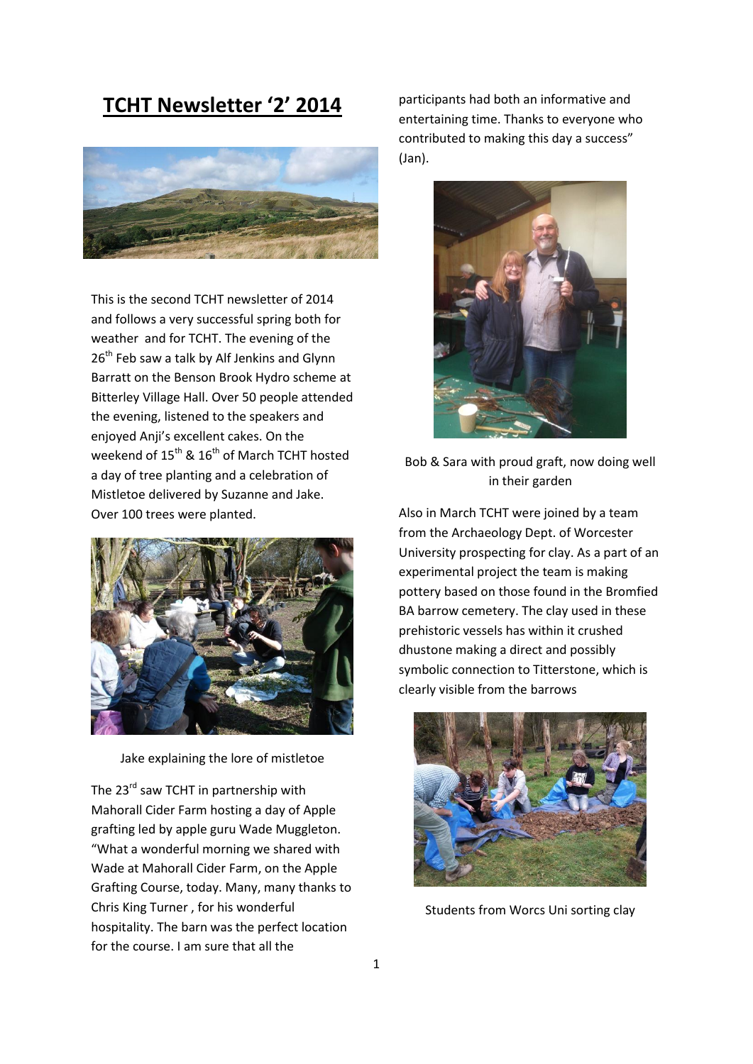# TCHT Newsletter '2' 2014

This is the second TCHT newsletter of 2014 and follows a very successful spring both for weather and for TCHT. The evening of the 26th Feb saw a talk by Alf Jenkins and Glynn Barratt on the Benson Brook Hydro scheme at Bitterley Village Hall. Over 50 people attended the evening, listened to the speakers and enjoyed Anji's excellent cakes. On the weekend of 15th & 16th of March TCHT hosted a day of tree planting and a celebration of Mistletoe delivered by Suzanne and Jake. Over 100 trees were planted.

Jake explaining the lore of mistletoe

The 23rd saw TCHT in partnership with Mahorall Cider Farm hosting a day of Apple grafting led by apple guru Wade Muggleton. "What a wonderful morning we shared with Wade at Mahorall Cider Farm, on the Apple Grafting Course, today. Many, many thanks to Chris King Turner , for his wonderful hospitality. The barn was the perfect location for the course. I am sure that all the participants had both an informative and entertaining time. Thanks to everyone who contributed to making this day a success" (Jan).

Bob & Sara with proud graft, now doing well in their garden

Also in March TCHT were joined by a team from the Archaeology Dept. of Worcester University prospecting for clay. As a part of an experimental project the team is making pottery based on those found in the Bromfied BA barrow cemetery. The clay used in these prehistoric vessels has within it crushed dhustone making a direct and possibly symbolic connection to Titterstone, which is clearly visible from the barrows

Students from Worcs Uni sorting clay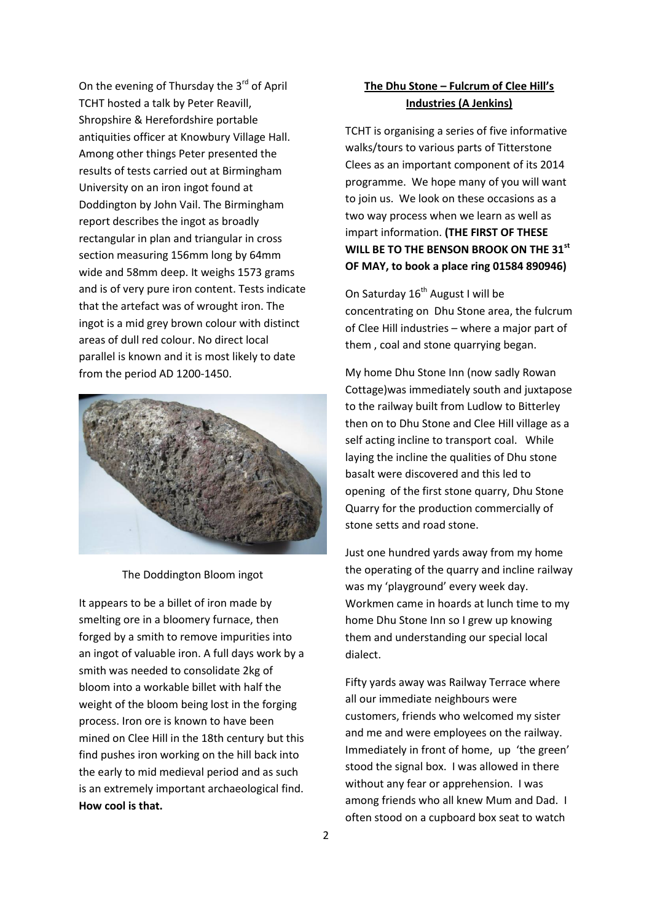On the evening of Thursday the 3rd of April TCHT hosted a talk by Peter Reavill, Shropshire & Herefordshire portable antiquities officer at Knowbury Village Hall. Among other things Peter presented the results of tests carried out at Birmingham University on an iron ingot found at Doddington by John Vail. The Birmingham report describes the ingot as broadly rectangular in plan and triangular in cross section measuring 156mm long by 64mm wide and 58mm deep. It weighs 1573 grams and is of very pure iron content. Tests indicate that the artefact was of wrought iron. The ingot is a mid grey brown colour with distinct areas of dull red colour. No direct local parallel is known and it is most likely to date from the period AD 1200-1450.

The Doddington Bloom ingot

It appears to be a billet of iron made by smelting ore in a bloomery furnace, then forged by a smith to remove impurities into an ingot of valuable iron. A full days work by a smith was needed to consolidate 2kg of bloom into a workable billet with half the weight of the bloom being lost in the forging process. Iron ore is known to have been mined on Clee Hill in the 18th century but this find pushes iron working on the hill back into the early to mid medieval period and as such is an extremely important archaeological find. **How cool is that.**

## The Dhu Stone – Fulcrum of Clee Hill's Industries (A Jenkins)

TCHT is organising a series of five informative walks/tours to various parts of Titterstone Clees as an important component of its 2014 programme. We hope many of you will want to join us. We look on these occasions as a two way process when we learn as well as impart information. **(THE FIRST OF THESE WILL BE TO THE BENSON BROOK ON THE 31st OF MAY, to book a place ring 01584 890946)**

On Saturday 16th August I will be concentrating on Dhu Stone area, the fulcrum of Clee Hill industries – where a major part of them , coal and stone quarrying began.

My home Dhu Stone Inn (now sadly Rowan Cottage)was immediately south and juxtapose to the railway built from Ludlow to Bitterley then on to Dhu Stone and Clee Hill village as a self acting incline to transport coal. While laying the incline the qualities of Dhu stone basalt were discovered and this led to opening of the first stone quarry, Dhu Stone Quarry for the production commercially of stone setts and road stone.

Just one hundred yards away from my home the operating of the quarry and incline railway was my 'playground' every week day. Workmen came in hoards at lunch time to my home Dhu Stone Inn so I grew up knowing them and understanding our special local dialect.

Fifty yards away was Railway Terrace where all our immediate neighbours were customers, friends who welcomed my sister and me and were employees on the railway. Immediately in front of home, up 'the green' stood the signal box. I was allowed in there without any fear or apprehension. I was among friends who all knew Mum and Dad. I often stood on a cupboard box seat to watch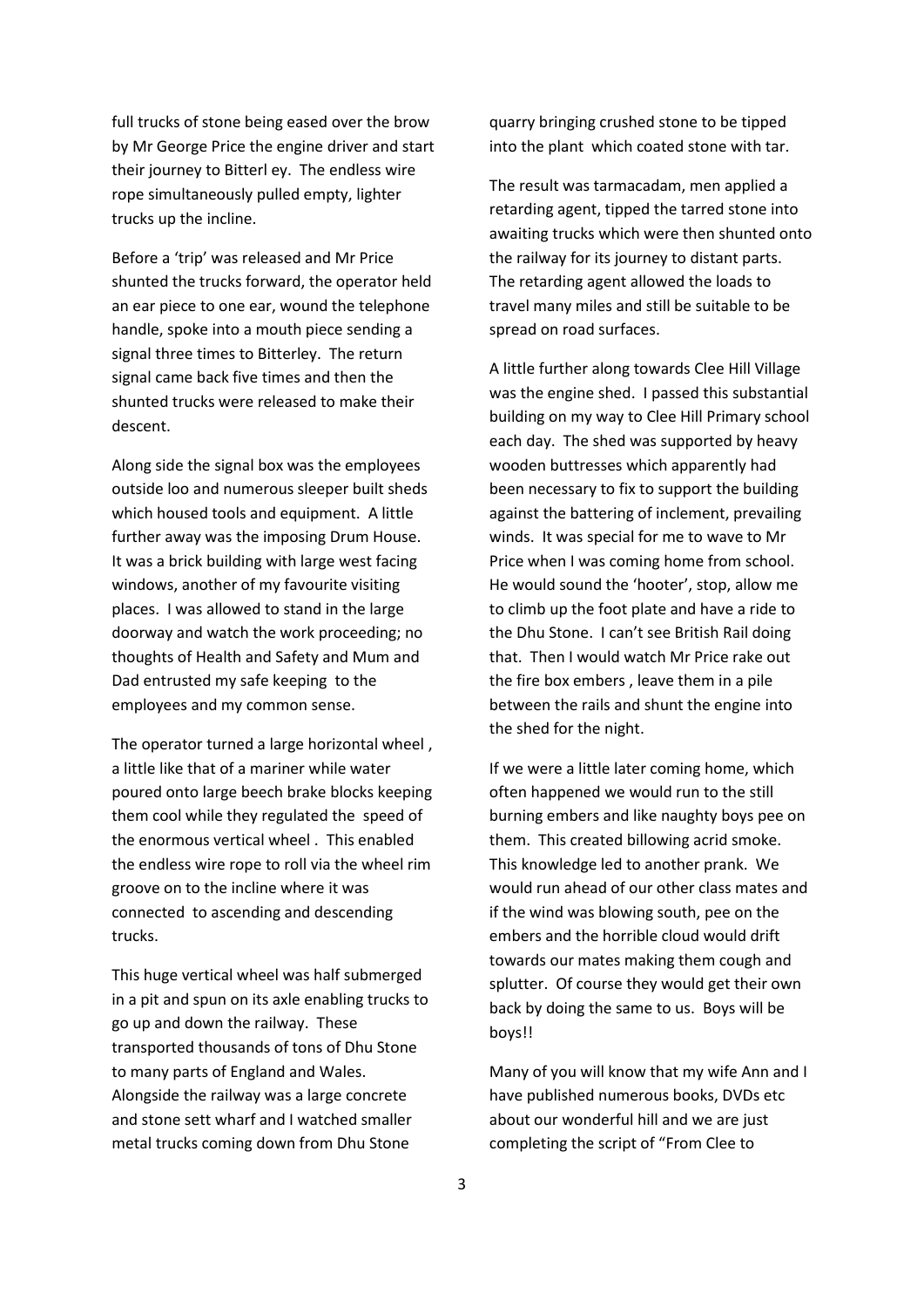full trucks of stone being eased over the brow by Mr George Price the engine driver and start their journey to Bitterl ey. The endless wire rope simultaneously pulled empty, lighter trucks up the incline.

Before a 'trip' was released and Mr Price shunted the trucks forward, the operator held an ear piece to one ear, wound the telephone handle, spoke into a mouth piece sending a signal three times to Bitterley. The return signal came back five times and then the shunted trucks were released to make their descent.

Along side the signal box was the employees outside loo and numerous sleeper built sheds which housed tools and equipment. A little further away was the imposing Drum House. It was a brick building with large west facing windows, another of my favourite visiting places. I was allowed to stand in the large doorway and watch the work proceeding; no thoughts of Health and Safety and Mum and Dad entrusted my safe keeping to the employees and my common sense.

The operator turned a large horizontal wheel , a little like that of a mariner while water poured onto large beech brake blocks keeping them cool while they regulated the speed of the enormous vertical wheel . This enabled the endless wire rope to roll via the wheel rim groove on to the incline where it was connected to ascending and descending trucks.

This huge vertical wheel was half submerged in a pit and spun on its axle enabling trucks to go up and down the railway. These transported thousands of tons of Dhu Stone to many parts of England and Wales. Alongside the railway was a large concrete and stone sett wharf and I watched smaller metal trucks coming down from Dhu Stone quarry bringing crushed stone to be tipped into the plant which coated stone with tar.

The result was tarmacadam, men applied a retarding agent, tipped the tarred stone into awaiting trucks which were then shunted onto the railway for its journey to distant parts. The retarding agent allowed the loads to travel many miles and still be suitable to be spread on road surfaces.

A little further along towards Clee Hill Village was the engine shed. I passed this substantial building on my way to Clee Hill Primary school each day. The shed was supported by heavy wooden buttresses which apparently had been necessary to fix to support the building against the battering of inclement, prevailing winds. It was special for me to wave to Mr Price when I was coming home from school. He would sound the 'hooter', stop, allow me to climb up the foot plate and have a ride to the Dhu Stone. I can't see British Rail doing that. Then I would watch Mr Price rake out the fire box embers , leave them in a pile between the rails and shunt the engine into the shed for the night.

If we were a little later coming home, which often happened we would run to the still burning embers and like naughty boys pee on them. This created billowing acrid smoke. This knowledge led to another prank. We would run ahead of our other class mates and if the wind was blowing south, pee on the embers and the horrible cloud would drift towards our mates making them cough and splutter. Of course they would get their own back by doing the same to us. Boys will be boys!!

Many of you will know that my wife Ann and I have published numerous books, DVDs etc about our wonderful hill and we are just completing the script of "From Clee to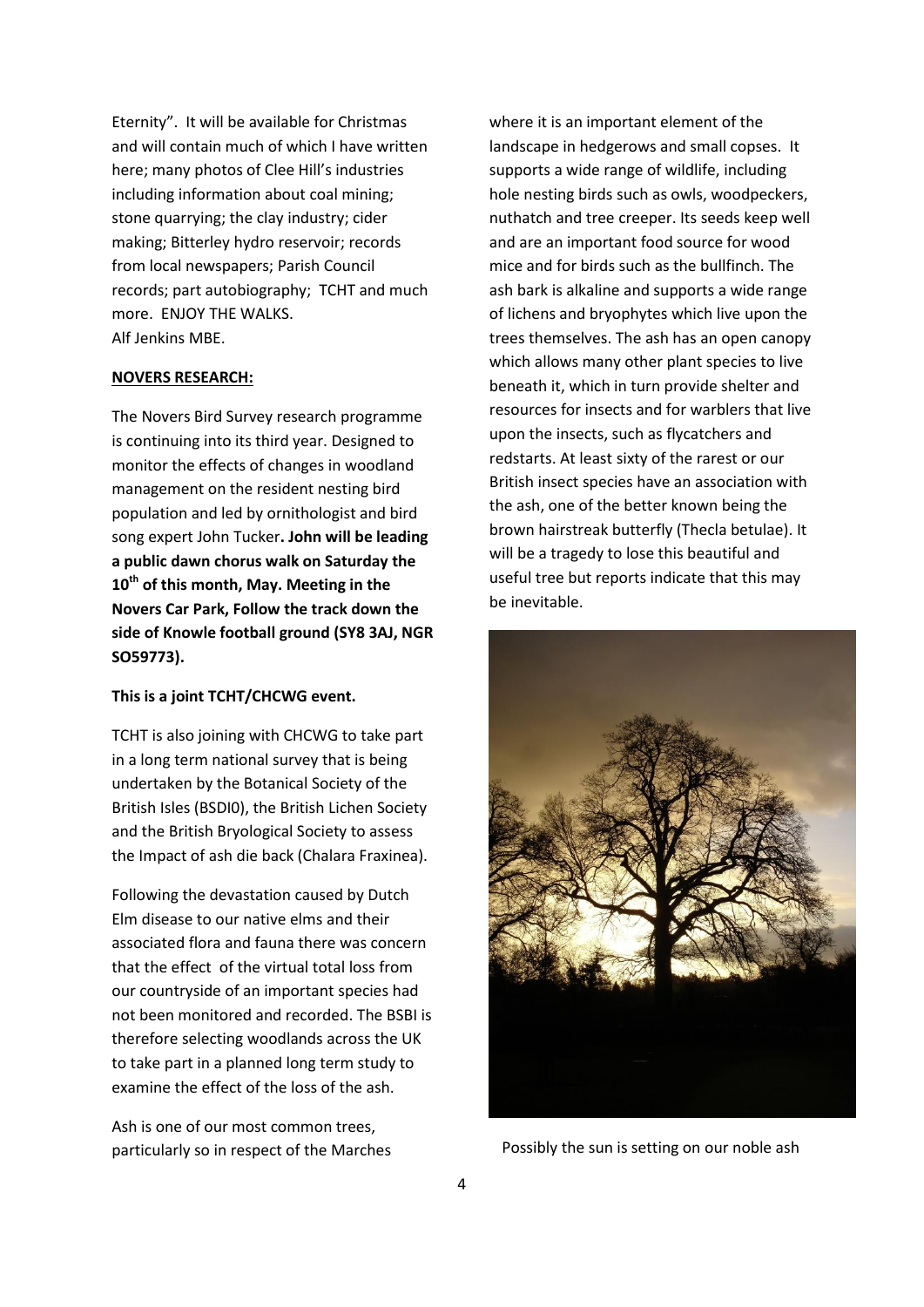Eternity". It will be available for Christmas and will contain much of which I have written here; many photos of Clee Hill's industries including information about coal mining; stone quarrying; the clay industry; cider making; Bitterley hydro reservoir; records from local newspapers; Parish Council records; part autobiography; TCHT and much more. ENJOY THE WALKS.
Alf Jenkins MBE.

**NOVERS RESEARCH:**

The Novers Bird Survey research programme is continuing into its third year. Designed to monitor the effects of changes in woodland management on the resident nesting bird population and led by ornithologist and bird song expert John Tucker**. John will be leading a public dawn chorus walk on Saturday the 10th of this month, May. Meeting in the Novers Car Park, Follow the track down the side of Knowle football ground (SY8 3AJ, NGR SO59773).**

**This is a joint TCHT/CHCWG event.**

TCHT is also joining with CHCWG to take part in a long term national survey that is being undertaken by the Botanical Society of the British Isles (BSDI0), the British Lichen Society and the British Bryological Society to assess the Impact of ash die back (Chalara Fraxinea).

Following the devastation caused by Dutch Elm disease to our native elms and their associated flora and fauna there was concern that the effect of the virtual total loss from our countryside of an important species had not been monitored and recorded. The BSBI is therefore selecting woodlands across the UK to take part in a planned long term study to examine the effect of the loss of the ash.

Ash is one of our most common trees, particularly so in respect of the Marches where it is an important element of the landscape in hedgerows and small copses. It supports a wide range of wildlife, including hole nesting birds such as owls, woodpeckers, nuthatch and tree creeper. Its seeds keep well and are an important food source for wood mice and for birds such as the bullfinch. The ash bark is alkaline and supports a wide range of lichens and bryophytes which live upon the trees themselves. The ash has an open canopy which allows many other plant species to live beneath it, which in turn provide shelter and resources for insects and for warblers that live upon the insects, such as flycatchers and redstarts. At least sixty of the rarest or our British insect species have an association with the ash, one of the better known being the brown hairstreak butterfly (Thecla betulae). It will be a tragedy to lose this beautiful and useful tree but reports indicate that this may be inevitable.

Possibly the sun is setting on our noble ash